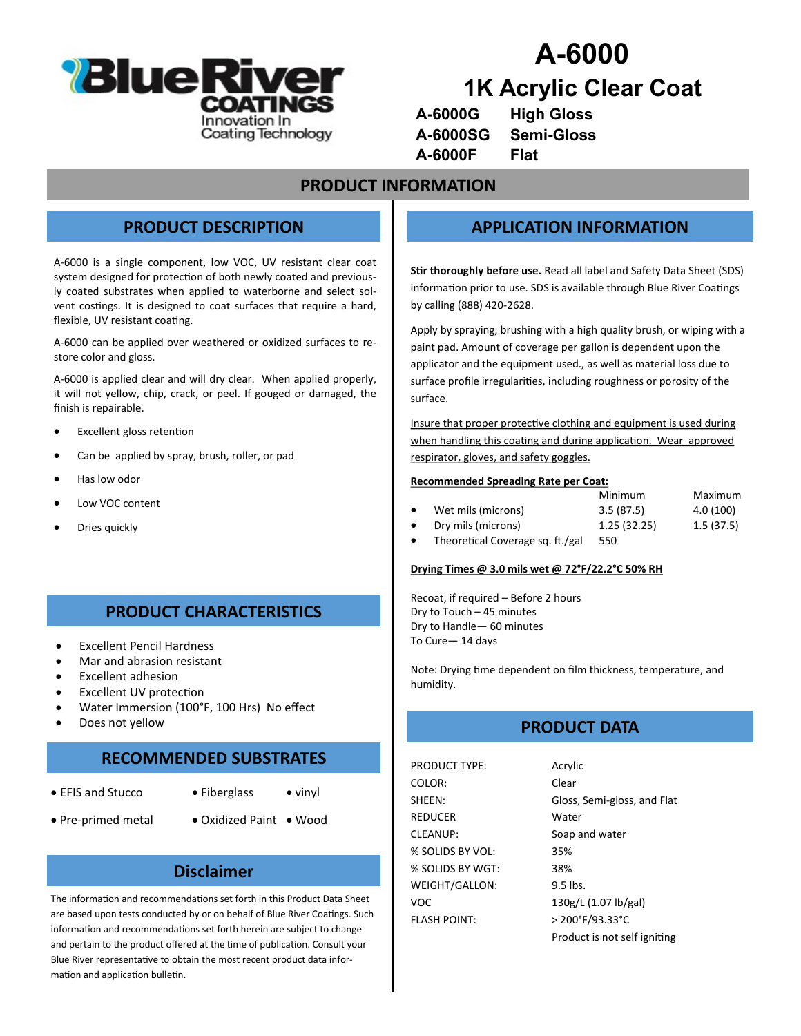# A-6000

## 1K Acrylic Clear Coat

**A-6000G** High Gloss
**A-6000SG** Semi-Gloss
**A-6000F** Flat

## PRODUCT INFORMATION

### PRODUCT DESCRIPTION

A-6000 is a single component, low VOC, UV resistant clear coat system designed for protection of both newly coated and previously coated substrates when applied to waterborne and select solvent costings. It is designed to coat surfaces that require a hard, flexible, UV resistant coating.

A-6000 can be applied over weathered or oxidized surfaces to restore color and gloss.

A-6000 is applied clear and will dry clear. When applied properly, it will not yellow, chip, crack, or peel. If gouged or damaged, the finish is repairable.

- Excellent gloss retention
- Can be applied by spray, brush, roller, or pad
- Has low odor
- Low VOC content
- Dries quickly

### PRODUCT CHARACTERISTICS

- Excellent Pencil Hardness
- Mar and abrasion resistant
- Excellent adhesion
- Excellent UV protection
- Water Immersion (100°F, 100 Hrs) No effect
- Does not yellow

### RECOMMENDED SUBSTRATES

- EFIS and Stucco
- Fiberglass
- vinyl
- Pre-primed metal
- Oxidized Paint
- Wood

### Disclaimer

The information and recommendations set forth in this Product Data Sheet are based upon tests conducted by or on behalf of Blue River Coatings. Such information and recommendations set forth herein are subject to change and pertain to the product offered at the time of publication. Consult your Blue River representative to obtain the most recent product data information and application bulletin.

### APPLICATION INFORMATION

**Stir thoroughly before use.** Read all label and Safety Data Sheet (SDS) information prior to use. SDS is available through Blue River Coatings by calling (888) 420-2628.

Apply by spraying, brushing with a high quality brush, or wiping with a paint pad. Amount of coverage per gallon is dependent upon the applicator and the equipment used., as well as material loss due to surface profile irregularities, including roughness or porosity of the surface.

Insure that proper protective clothing and equipment is used during when handling this coating and during application. Wear approved respirator, gloves, and safety goggles.

**Recommended Spreading Rate per Coat:**

| | Minimum | Maximum |
|---|---|---|
| • Wet mils (microns) | 3.5 (87.5) | 4.0 (100) |
| • Dry mils (microns) | 1.25 (32.25) | 1.5 (37.5) |
| • Theoretical Coverage sq. ft./gal | 550 | |

**Drying Times @ 3.0 mils wet @ 72°F/22.2°C 50% RH**

Recoat, if required – Before 2 hours
Dry to Touch – 45 minutes
Dry to Handle— 60 minutes
To Cure— 14 days

Note: Drying time dependent on film thickness, temperature, and humidity.

### PRODUCT DATA

| | |
|---|---|
| PRODUCT TYPE: | Acrylic |
| COLOR: | Clear |
| SHEEN: | Gloss, Semi-gloss, and Flat |
| REDUCER | Water |
| CLEANUP: | Soap and water |
| % SOLIDS BY VOL: | 35% |
| % SOLIDS BY WGT: | 38% |
| WEIGHT/GALLON: | 9.5 lbs. |
| VOC | 130g/L (1.07 lb/gal) |
| FLASH POINT: | > 200°F/93.33°C |
| | Product is not self igniting |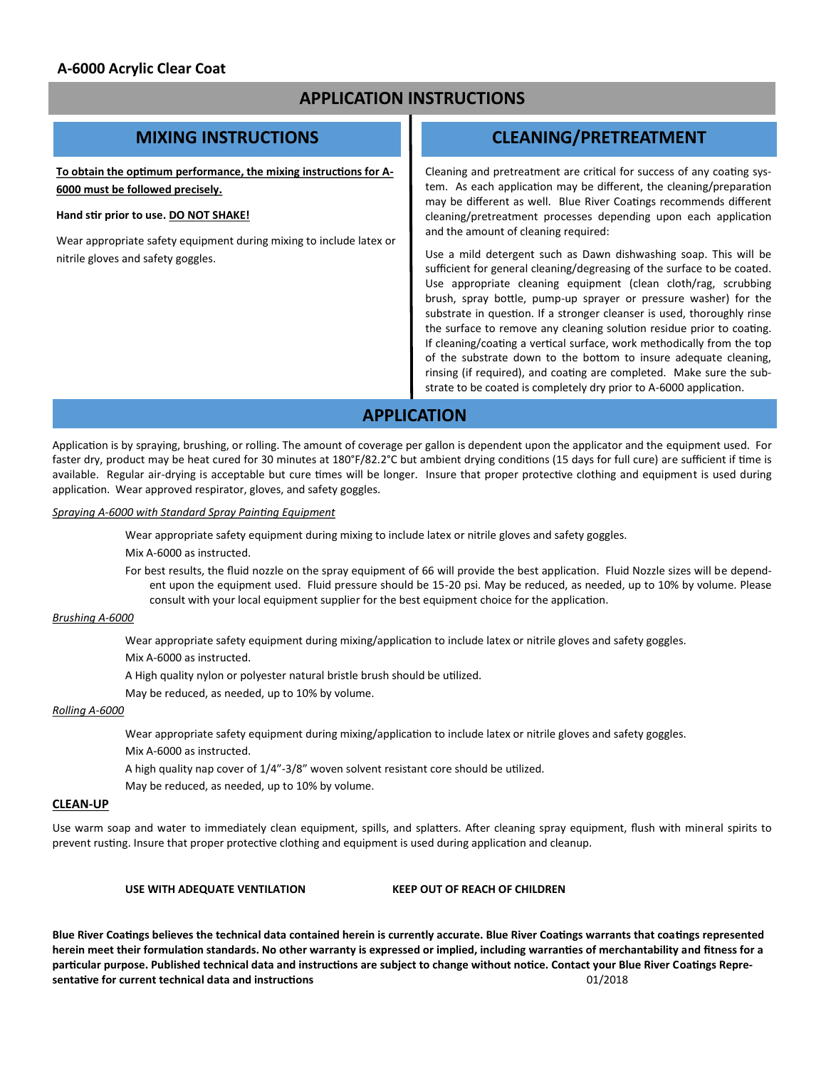## A-6000 Acrylic Clear Coat

# APPLICATION INSTRUCTIONS

## MIXING INSTRUCTIONS

**To obtain the optimum performance, the mixing instructions for A-6000 must be followed precisely.**

**Hand stir prior to use. DO NOT SHAKE!**

Wear appropriate safety equipment during mixing to include latex or nitrile gloves and safety goggles.

## CLEANING/PRETREATMENT

Cleaning and pretreatment are critical for success of any coating system. As each application may be different, the cleaning/preparation may be different as well. Blue River Coatings recommends different cleaning/pretreatment processes depending upon each application and the amount of cleaning required:

Use a mild detergent such as Dawn dishwashing soap. This will be sufficient for general cleaning/degreasing of the surface to be coated. Use appropriate cleaning equipment (clean cloth/rag, scrubbing brush, spray bottle, pump-up sprayer or pressure washer) for the substrate in question. If a stronger cleanser is used, thoroughly rinse the surface to remove any cleaning solution residue prior to coating. If cleaning/coating a vertical surface, work methodically from the top of the substrate down to the bottom to insure adequate cleaning, rinsing (if required), and coating are completed. Make sure the substrate to be coated is completely dry prior to A-6000 application.

## APPLICATION

Application is by spraying, brushing, or rolling. The amount of coverage per gallon is dependent upon the applicator and the equipment used. For faster dry, product may be heat cured for 30 minutes at 180°F/82.2°C but ambient drying conditions (15 days for full cure) are sufficient if time is available. Regular air-drying is acceptable but cure times will be longer. Insure that proper protective clothing and equipment is used during application. Wear approved respirator, gloves, and safety goggles.

*Spraying A-6000 with Standard Spray Painting Equipment*

Wear appropriate safety equipment during mixing to include latex or nitrile gloves and safety goggles.

Mix A-6000 as instructed.

For best results, the fluid nozzle on the spray equipment of 66 will provide the best application. Fluid Nozzle sizes will be dependent upon the equipment used. Fluid pressure should be 15-20 psi. May be reduced, as needed, up to 10% by volume. Please consult with your local equipment supplier for the best equipment choice for the application.

*Brushing A-6000*

Wear appropriate safety equipment during mixing/application to include latex or nitrile gloves and safety goggles.

Mix A-6000 as instructed.

A High quality nylon or polyester natural bristle brush should be utilized.

May be reduced, as needed, up to 10% by volume.

*Rolling A-6000*

Wear appropriate safety equipment during mixing/application to include latex or nitrile gloves and safety goggles.

Mix A-6000 as instructed.

A high quality nap cover of 1/4"-3/8" woven solvent resistant core should be utilized.

May be reduced, as needed, up to 10% by volume.

**CLEAN-UP**

Use warm soap and water to immediately clean equipment, spills, and splatters. After cleaning spray equipment, flush with mineral spirits to prevent rusting. Insure that proper protective clothing and equipment is used during application and cleanup.

**USE WITH ADEQUATE VENTILATION** **KEEP OUT OF REACH OF CHILDREN**

**Blue River Coatings believes the technical data contained herein is currently accurate. Blue River Coatings warrants that coatings represented herein meet their formulation standards. No other warranty is expressed or implied, including warranties of merchantability and fitness for a particular purpose. Published technical data and instructions are subject to change without notice. Contact your Blue River Coatings Representative for current technical data and instructions** 01/2018